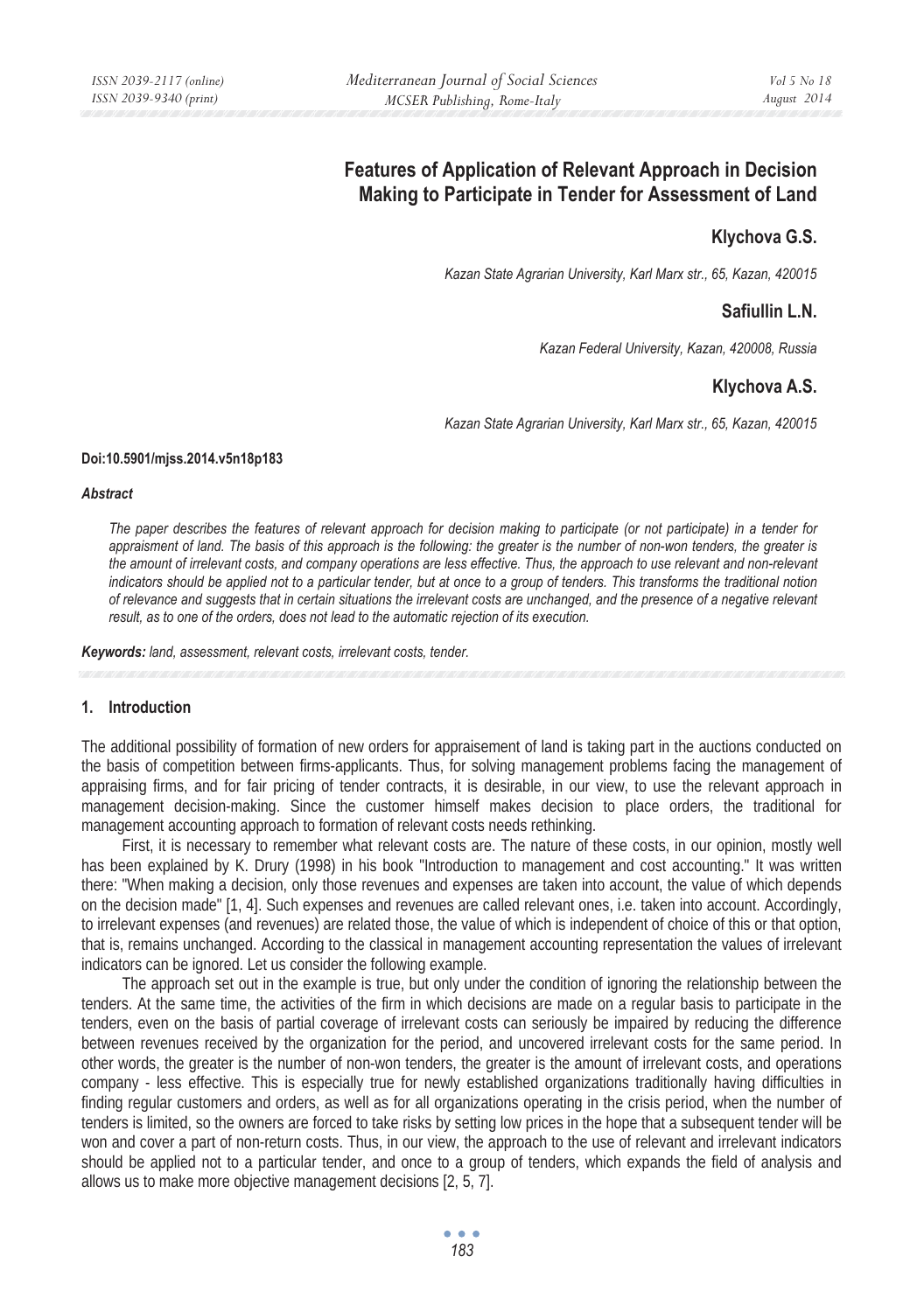# Features of Application of Relevant Approach in Decision Making to Participate in Tender for Assessment of Land

**Klychova G.S.**

*Kazan State Agrarian University, Karl Marx str., 65, Kazan, 420015*

**Safiullin L.N.**

*Kazan Federal University, Kazan, 420008, Russia*

**Klychova A.S.**

*Kazan State Agrarian University, Karl Marx str., 65, Kazan, 420015*

**Doi:10.5901/mjss.2014.v5n18p183**

***Abstract***

*The paper describes the features of relevant approach for decision making to participate (or not participate) in a tender for appraisment of land. The basis of this approach is the following: the greater is the number of non-won tenders, the greater is the amount of irrelevant costs, and company operations are less effective. Thus, the approach to use relevant and non-relevant indicators should be applied not to a particular tender, but at once to a group of tenders. This transforms the traditional notion of relevance and suggests that in certain situations the irrelevant costs are unchanged, and the presence of a negative relevant result, as to one of the orders, does not lead to the automatic rejection of its execution.*

***Keywords:*** *land, assessment, relevant costs, irrelevant costs, tender.*

## 1. Introduction

The additional possibility of formation of new orders for appraisement of land is taking part in the auctions conducted on the basis of competition between firms-applicants. Thus, for solving management problems facing the management of appraising firms, and for fair pricing of tender contracts, it is desirable, in our view, to use the relevant approach in management decision-making. Since the customer himself makes decision to place orders, the traditional for management accounting approach to formation of relevant costs needs rethinking.

First, it is necessary to remember what relevant costs are. The nature of these costs, in our opinion, mostly well has been explained by K. Drury (1998) in his book "Introduction to management and cost accounting." It was written there: "When making a decision, only those revenues and expenses are taken into account, the value of which depends on the decision made" [1, 4]. Such expenses and revenues are called relevant ones, i.e. taken into account. Accordingly, to irrelevant expenses (and revenues) are related those, the value of which is independent of choice of this or that option, that is, remains unchanged. According to the classical in management accounting representation the values of irrelevant indicators can be ignored. Let us consider the following example.

The approach set out in the example is true, but only under the condition of ignoring the relationship between the tenders. At the same time, the activities of the firm in which decisions are made on a regular basis to participate in the tenders, even on the basis of partial coverage of irrelevant costs can seriously be impaired by reducing the difference between revenues received by the organization for the period, and uncovered irrelevant costs for the same period. In other words, the greater is the number of non-won tenders, the greater is the amount of irrelevant costs, and operations company - less effective. This is especially true for newly established organizations traditionally having difficulties in finding regular customers and orders, as well as for all organizations operating in the crisis period, when the number of tenders is limited, so the owners are forced to take risks by setting low prices in the hope that a subsequent tender will be won and cover a part of non-return costs. Thus, in our view, the approach to the use of relevant and irrelevant indicators should be applied not to a particular tender, and once to a group of tenders, which expands the field of analysis and allows us to make more objective management decisions [2, 5, 7].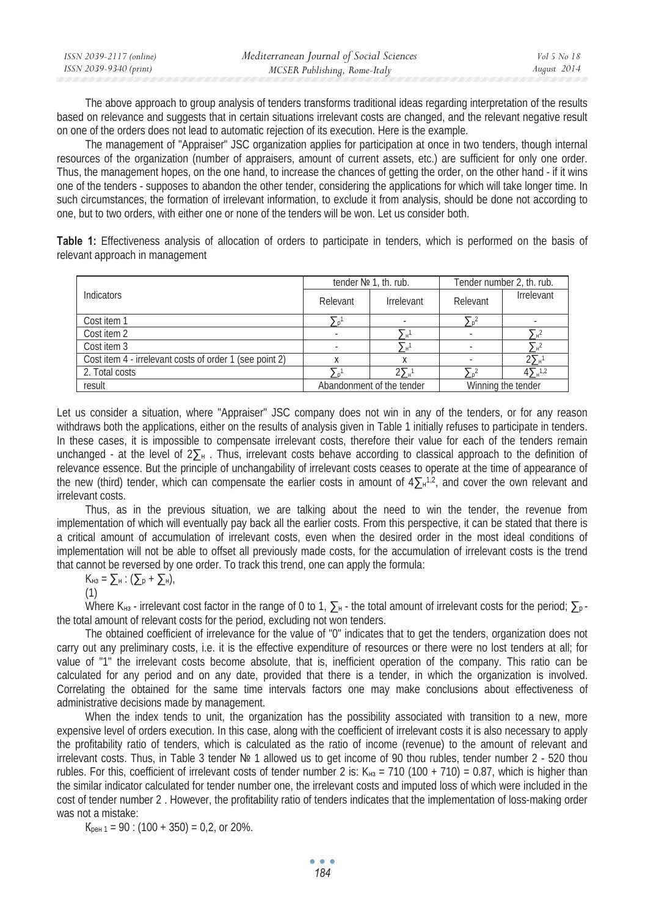The above approach to group analysis of tenders transforms traditional ideas regarding interpretation of the results based on relevance and suggests that in certain situations irrelevant costs are changed, and the relevant negative result on one of the orders does not lead to automatic rejection of its execution. Here is the example.

The management of "Appraiser" JSC organization applies for participation at once in two tenders, though internal resources of the organization (number of appraisers, amount of current assets, etc.) are sufficient for only one order. Thus, the management hopes, on the one hand, to increase the chances of getting the order, on the other hand - if it wins one of the tenders - supposes to abandon the other tender, considering the applications for which will take longer time. In such circumstances, the formation of irrelevant information, to exclude it from analysis, should be done not according to one, but to two orders, with either one or none of the tenders will be won. Let us consider both.

**Table 1:** Effectiveness analysis of allocation of orders to participate in tenders, which is performed on the basis of relevant approach in management

| Indicators | tender № 1, th. rub. | | Tender number 2, th. rub. | |
|---|---|---|---|---|
| | Relevant | Irrelevant | Relevant | Irrelevant |
| Cost item 1 | $\sum_р^1$ | - | $\sum_р^2$ | - |
| Cost item 2 | - | $\sum_н^1$ | - | $\sum_н^2$ |
| Cost item 3 | - | $\sum_н^1$ | - | $\sum_н^2$ |
| Cost item 4 - irrelevant costs of order 1 (see point 2) | x | x | - | $2\sum_н^1$ |
| 2. Total costs | $\sum_р^1$ | $2\sum_н^1$ | $\sum_р^2$ | $4\sum_н^{1,2}$ |
| result | Abandonment of the tender | | Winning the tender | |

Let us consider a situation, where "Appraiser" JSC company does not win in any of the tenders, or for any reason withdraws both the applications, either on the results of analysis given in Table 1 initially refuses to participate in tenders. In these cases, it is impossible to compensate irrelevant costs, therefore their value for each of the tenders remain unchanged - at the level of $2\sum_н$ . Thus, irrelevant costs behave according to classical approach to the definition of relevance essence. But the principle of unchangability of irrelevant costs ceases to operate at the time of appearance of the new (third) tender, which can compensate the earlier costs in amount of $4\sum_н^{1,2}$, and cover the own relevant and irrelevant costs.

Thus, as in the previous situation, we are talking about the need to win the tender, the revenue from implementation of which will eventually pay back all the earlier costs. From this perspective, it can be stated that there is a critical amount of accumulation of irrelevant costs, even when the desired order in the most ideal conditions of implementation will not be able to offset all previously made costs, for the accumulation of irrelevant costs is the trend that cannot be reversed by one order. To track this trend, one can apply the formula:

$$K_{нз} = \sum_н : (\sum_р + \sum_н), \quad (1)$$

Where $K_{нз}$ - irrelevant cost factor in the range of 0 to 1, $\sum_н$ - the total amount of irrelevant costs for the period; $\sum_р$ - the total amount of relevant costs for the period, excluding not won tenders.

The obtained coefficient of irrelevance for the value of "0" indicates that to get the tenders, organization does not carry out any preliminary costs, i.e. it is the effective expenditure of resources or there were no lost tenders at all; for value of "1" the irrelevant costs become absolute, that is, inefficient operation of the company. This ratio can be calculated for any period and on any date, provided that there is a tender, in which the organization is involved. Correlating the obtained for the same time intervals factors one may make conclusions about effectiveness of administrative decisions made by management.

When the index tends to unit, the organization has the possibility associated with transition to a new, more expensive level of orders execution. In this case, along with the coefficient of irrelevant costs it is also necessary to apply the profitability ratio of tenders, which is calculated as the ratio of income (revenue) to the amount of relevant and irrelevant costs. Thus, in Table 3 tender № 1 allowed us to get income of 90 thou rubles, tender number 2 - 520 thou rubles. For this, coefficient of irrelevant costs of tender number 2 is: $K_{нз}$ = 710 (100 + 710) = 0.87, which is higher than the similar indicator calculated for tender number one, the irrelevant costs and imputed loss of which were included in the cost of tender number 2 . However, the profitability ratio of tenders indicates that the implementation of loss-making order was not a mistake:

$$K_{рен\ 1} = 90 : (100 + 350) = 0{,}2, \text{ or } 20\%.$$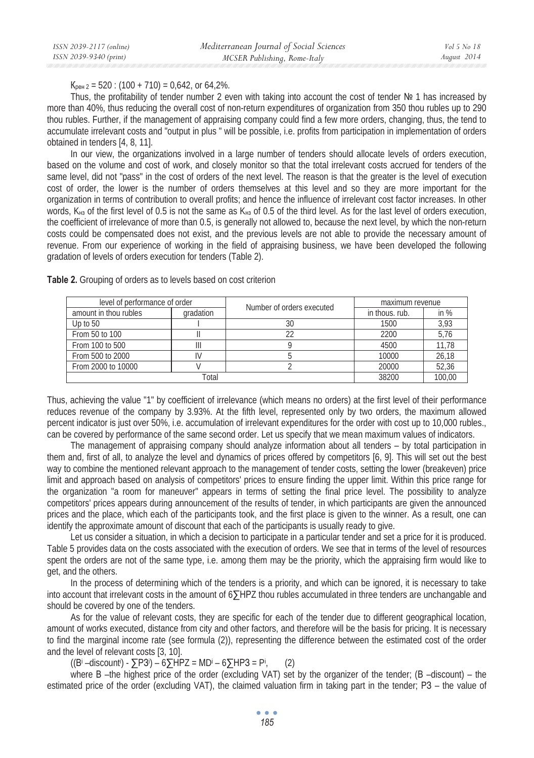$K_{рен\ 2}$ = 520 : (100 + 710) = 0,642, or 64,2%.

Thus, the profitability of tender number 2 even with taking into account the cost of tender № 1 has increased by more than 40%, thus reducing the overall cost of non-return expenditures of organization from 350 thou rubles up to 290 thou rubles. Further, if the management of appraising company could find a few more orders, changing, thus, the tend to accumulate irrelevant costs and "output in plus " will be possible, i.e. profits from participation in implementation of orders obtained in tenders [4, 8, 11].

In our view, the organizations involved in a large number of tenders should allocate levels of orders execution, based on the volume and cost of work, and closely monitor so that the total irrelevant costs accrued for tenders of the same level, did not "pass" in the cost of orders of the next level. The reason is that the greater is the level of execution cost of order, the lower is the number of orders themselves at this level and so they are more important for the organization in terms of contribution to overall profits; and hence the influence of irrelevant cost factor increases. In other words, $K_{нз}$ of the first level of 0.5 is not the same as $K_{нз}$ of 0.5 of the third level. As for the last level of orders execution, the coefficient of irrelevance of more than 0.5, is generally not allowed to, because the next level, by which the non-return costs could be compensated does not exist, and the previous levels are not able to provide the necessary amount of revenue. From our experience of working in the field of appraising business, we have been developed the following gradation of levels of orders execution for tenders (Table 2).

**Table 2.** Grouping of orders as to levels based on cost criterion

| level of performance of order | | Number of orders executed | maximum revenue | |
|---|---|---|---|---|
| amount in thou rubles | gradation | | in thous. rub. | in % |
| Up to 50 | I | 30 | 1500 | 3,93 |
| From 50 to 100 | II | 22 | 2200 | 5,76 |
| From 100 to 500 | III | 9 | 4500 | 11,78 |
| From 500 to 2000 | IV | 5 | 10000 | 26,18 |
| From 2000 to 10000 | V | 2 | 20000 | 52,36 |
| Total | | | 38200 | 100,00 |

Thus, achieving the value "1" by coefficient of irrelevance (which means no orders) at the first level of their performance reduces revenue of the company by 3.93%. At the fifth level, represented only by two orders, the maximum allowed percent indicator is just over 50%, i.e. accumulation of irrelevant expenditures for the order with cost up to 10,000 rubles., can be covered by performance of the same second order. Let us specify that we mean maximum values of indicators.

The management of appraising company should analyze information about all tenders – by total participation in them and, first of all, to analyze the level and dynamics of prices offered by competitors [6, 9]. This will set out the best way to combine the mentioned relevant approach to the management of tender costs, setting the lower (breakeven) price limit and approach based on analysis of competitors' prices to ensure finding the upper limit. Within this price range for the organization "a room for maneuver" appears in terms of setting the final price level. The possibility to analyze competitors' prices appears during announcement of the results of tender, in which participants are given the announced prices and the place, which each of the participants took, and the first place is given to the winner. As a result, one can identify the approximate amount of discount that each of the participants is usually ready to give.

Let us consider a situation, in which a decision to participate in a particular tender and set a price for it is produced. Table 5 provides data on the costs associated with the execution of orders. We see that in terms of the level of resources spent the orders are not of the same type, i.e. among them may be the priority, which the appraising firm would like to get, and the others.

In the process of determining which of the tenders is a priority, and which can be ignored, it is necessary to take into account that irrelevant costs in the amount of 6∑HPZ thou rubles accumulated in three tenders are unchangable and should be covered by one of the tenders.

As for the value of relevant costs, they are specific for each of the tender due to different geographical location, amount of works executed, distance from city and other factors, and therefore will be the basis for pricing. It is necessary to find the marginal income rate (see formula (2)), representing the difference between the estimated cost of the order and the level of relevant costs [3, 10].

$$((B^i - discount^i) - \sum P3^i) - 6\sum HPZ = MD^i - 6\sum HP3 = P^i, \qquad (2)$$

where B –the highest price of the order (excluding VAT) set by the organizer of the tender; (B –discount) – the estimated price of the order (excluding VAT), the claimed valuation firm in taking part in the tender; P3 – the value of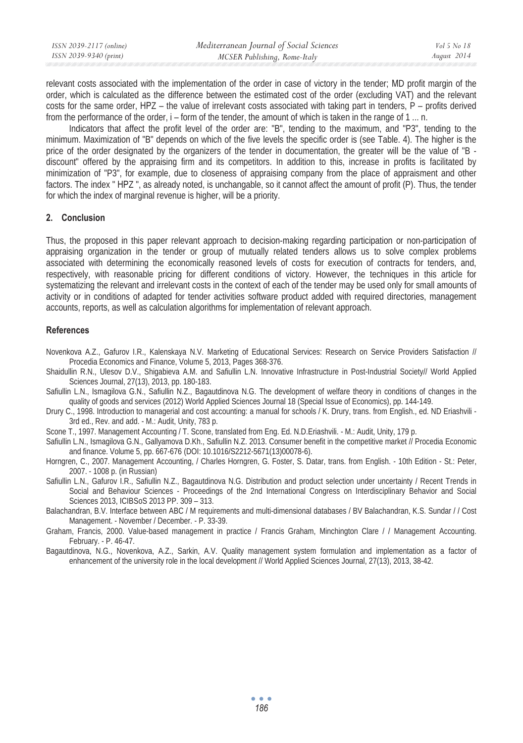relevant costs associated with the implementation of the order in case of victory in the tender; MD profit margin of the order, which is calculated as the difference between the estimated cost of the order (excluding VAT) and the relevant costs for the same order, HPZ – the value of irrelevant costs associated with taking part in tenders, P – profits derived from the performance of the order, i – form of the tender, the amount of which is taken in the range of 1 ... n.

Indicators that affect the profit level of the order are: "B", tending to the maximum, and "P3", tending to the minimum. Maximization of "B" depends on which of the five levels the specific order is (see Table. 4). The higher is the price of the order designated by the organizers of the tender in documentation, the greater will be the value of "B - discount" offered by the appraising firm and its competitors. In addition to this, increase in profits is facilitated by minimization of "P3", for example, due to closeness of appraising company from the place of appraisment and other factors. The index " HPZ ", as already noted, is unchangable, so it cannot affect the amount of profit (P). Thus, the tender for which the index of marginal revenue is higher, will be a priority.

## 2. Conclusion

Thus, the proposed in this paper relevant approach to decision-making regarding participation or non-participation of appraising organization in the tender or group of mutually related tenders allows us to solve complex problems associated with determining the economically reasoned levels of costs for execution of contracts for tenders, and, respectively, with reasonable pricing for different conditions of victory. However, the techniques in this article for systematizing the relevant and irrelevant costs in the context of each of the tender may be used only for small amounts of activity or in conditions of adapted for tender activities software product added with required directories, management accounts, reports, as well as calculation algorithms for implementation of relevant approach.

## References

Novenkova A.Z., Gafurov I.R., Kalenskaya N.V. Marketing of Educational Services: Research on Service Providers Satisfaction // Procedia Economics and Finance, Volume 5, 2013, Pages 368-376.

Shaidullin R.N., Ulesov D.V., Shigabieva A.M. and Safiullin L.N. Innovative Infrastructure in Post-Industrial Society// World Applied Sciences Journal, 27(13), 2013, pp. 180-183.

Safiullin L.N., Ismagilova G.N., Safiullin N.Z., Bagautdinova N.G. The development of welfare theory in conditions of changes in the quality of goods and services (2012) World Applied Sciences Journal 18 (Special Issue of Economics), pp. 144-149.

Drury C., 1998. Introduction to managerial and cost accounting: a manual for schools / K. Drury, trans. from English., ed. ND Eriashvili - 3rd ed., Rev. and add. - M.: Audit, Unity, 783 p.

Scone T., 1997. Management Accounting / T. Scone, translated from Eng. Ed. N.D.Eriashvili. - M.: Audit, Unity, 179 p.

Safiullin L.N., Ismagilova G.N., Gallyamova D.Kh., Safiullin N.Z. 2013. Consumer benefit in the competitive market // Procedia Economic and finance. Volume 5, pp. 667-676 (DOI: 10.1016/S2212-5671(13)00078-6).

Horngren, C., 2007. Management Accounting, / Charles Horngren, G. Foster, S. Datar, trans. from English. - 10th Edition - St.: Peter, 2007. - 1008 p. (in Russian)

Safiullin L.N., Gafurov I.R., Safiullin N.Z., Bagautdinova N.G. Distribution and product selection under uncertainty / Recent Trends in Social and Behaviour Sciences - Proceedings of the 2nd International Congress on Interdisciplinary Behavior and Social Sciences 2013, ICIBSoS 2013 PP. 309 – 313.

Balachandran, B.V. Interface between ABC / M requirements and multi-dimensional databases / BV Balachandran, K.S. Sundar / / Cost Management. - November / December. - P. 33-39.

Graham, Francis, 2000. Value-based management in practice / Francis Graham, Minchington Clare / / Management Accounting. February. - P. 46-47.

Bagautdinova, N.G., Novenkova, A.Z., Sarkin, A.V. Quality management system formulation and implementation as a factor of enhancement of the university role in the local development // World Applied Sciences Journal, 27(13), 2013, 38-42.